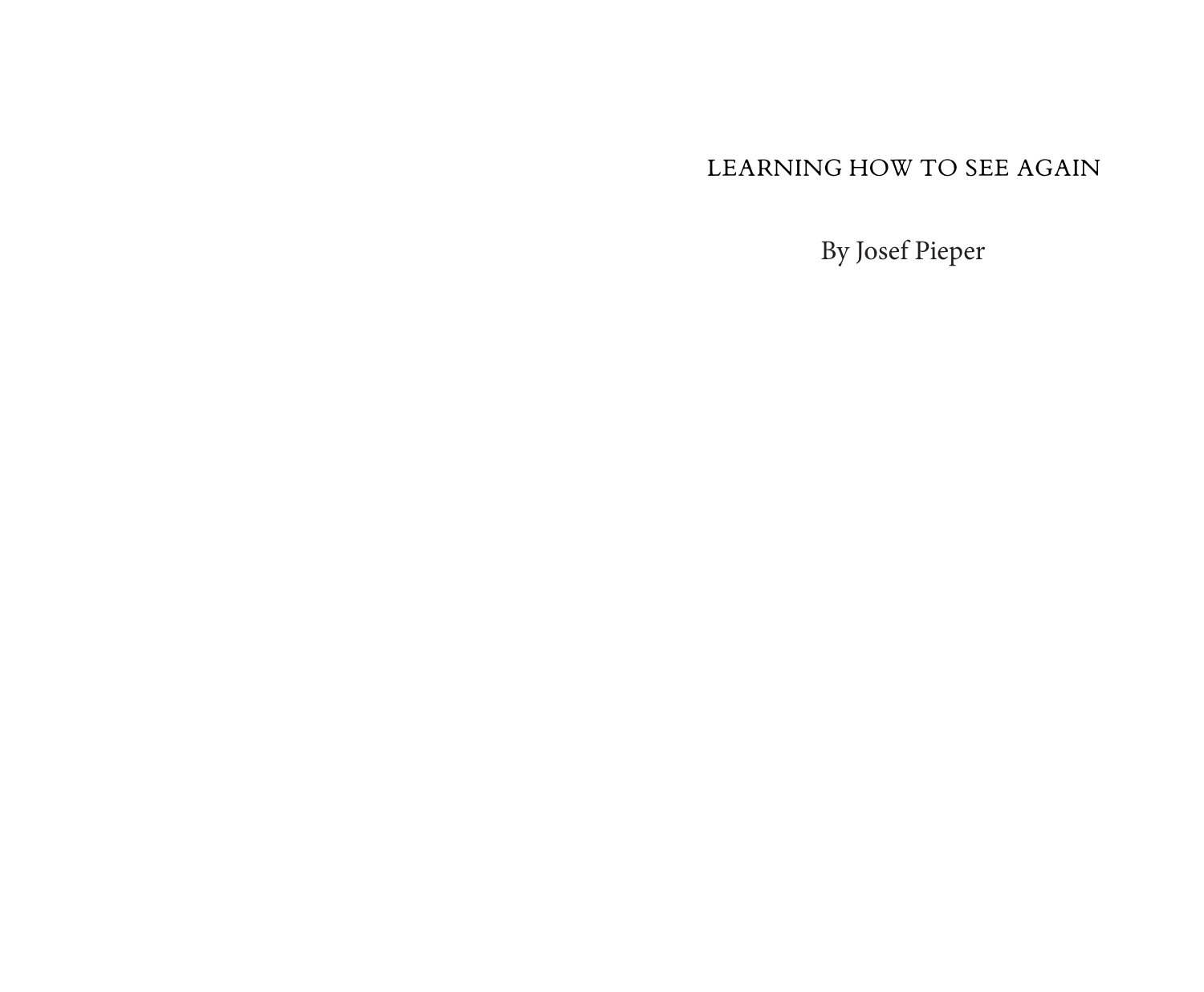# LEARNING HOW TO SEE AGAIN

By Josef Pieper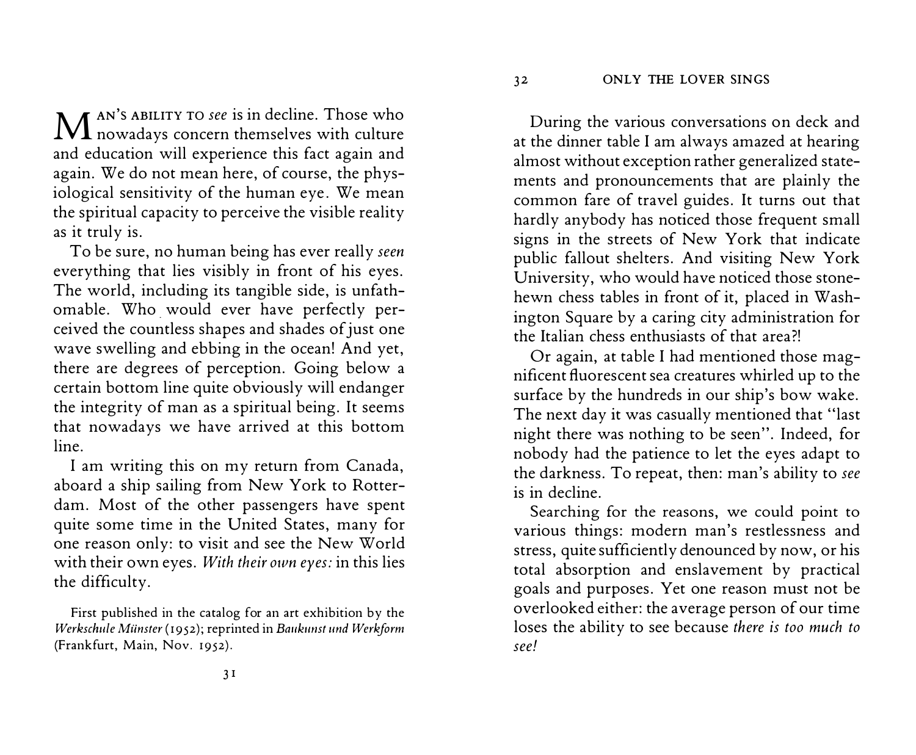MAN'S ABILITY TO *see* is in decline. Those who nowadays concern themselves with culture and education will experience this fact again and again. We do not mean here, of course, the physiological sensitivity of the human eye. We mean the spiritual capacity to perceive the visible reality as it truly is.

To be sure, no human being has ever really *seen* everything that lies visibly in front of his eyes. The world, including its tangible side, is unfathomable. Who would ever have perfectly perceived the countless shapes and shades of just one wave swelling and ebbing in the ocean! And yet, there are degrees of perception. Going below a certain bottom line quite obviously will endanger the integrity of man as a spiritual being. It seems that nowadays we have arrived at this bottom line.

I am writing this on my return from Canada, aboard a ship sailing from New York to Rotterdam. Most of the other passengers have spent quite some time in the United States, many for one reason only: to visit and see the New World with their own eyes. *With their own eyes:* in this lies the difficulty.

First published in the catalog for an art exhibition by the *Werkschule Münster* (1952); reprinted in *Baukunst und Werkform* (Frankfurt, Main, Nov. 1952).

During the various conversations on deck and at the dinner table I am always amazed at hearing almost without exception rather generalized statements and pronouncements that are plainly the common fare of travel guides. It turns out that hardly anybody has noticed those frequent small signs in the streets of New York that indicate public fallout shelters. And visiting New York University, who would have noticed those stone-hewn chess tables in front of it, placed in Washington Square by a caring city administration for the Italian chess enthusiasts of that area?!

Or again, at table I had mentioned those magnificent fluorescent sea creatures whirled up to the surface by the hundreds in our ship's bow wake. The next day it was casually mentioned that "last night there was nothing to be seen". Indeed, for nobody had the patience to let the eyes adapt to the darkness. To repeat, then: man's ability to *see* is in decline.

Searching for the reasons, we could point to various things: modern man's restlessness and stress, quite sufficiently denounced by now, or his total absorption and enslavement by practical goals and purposes. Yet one reason must not be overlooked either: the average person of our time loses the ability to see because *there is too much to see!*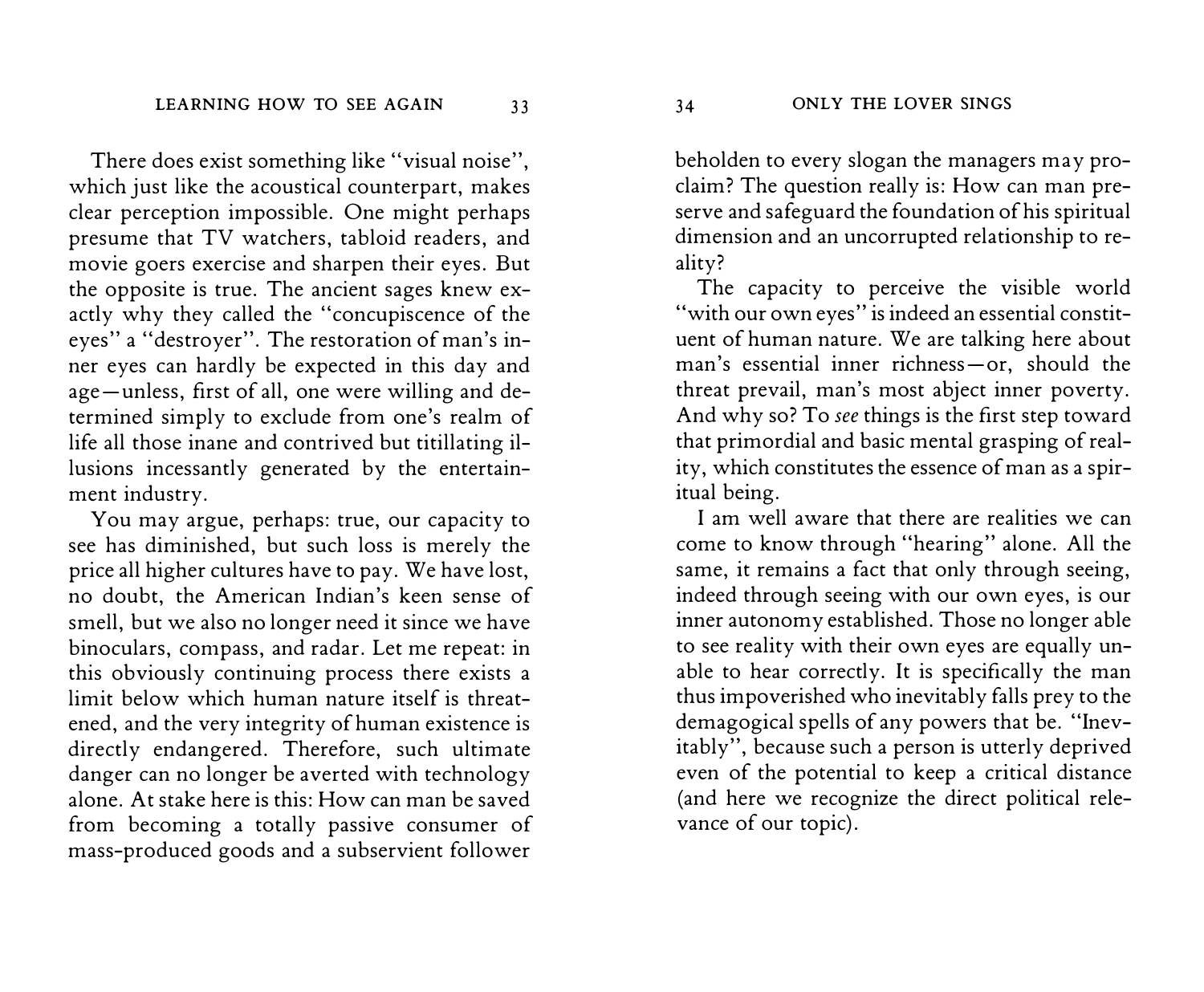There does exist something like "visual noise", which just like the acoustical counterpart, makes clear perception impossible. One might perhaps presume that TV watchers, tabloid readers, and movie goers exercise and sharpen their eyes. But the opposite is true. The ancient sages knew exactly why they called the "concupiscence of the eyes" a "destroyer". The restoration of man's inner eyes can hardly be expected in this day and age—unless, first of all, one were willing and determined simply to exclude from one's realm of life all those inane and contrived but titillating illusions incessantly generated by the entertainment industry.

You may argue, perhaps: true, our capacity to see has diminished, but such loss is merely the price all higher cultures have to pay. We have lost, no doubt, the American Indian's keen sense of smell, but we also no longer need it since we have binoculars, compass, and radar. Let me repeat: in this obviously continuing process there exists a limit below which human nature itself is threatened, and the very integrity of human existence is directly endangered. Therefore, such ultimate danger can no longer be averted with technology alone. At stake here is this: How can man be saved from becoming a totally passive consumer of mass-produced goods and a subservient follower beholden to every slogan the managers may proclaim? The question really is: How can man preserve and safeguard the foundation of his spiritual dimension and an uncorrupted relationship to reality?

The capacity to perceive the visible world "with our own eyes" is indeed an essential constituent of human nature. We are talking here about man's essential inner richness—or, should the threat prevail, man's most abject inner poverty. And why so? To *see* things is the first step toward that primordial and basic mental grasping of reality, which constitutes the essence of man as a spiritual being.

I am well aware that there are realities we can come to know through "hearing" alone. All the same, it remains a fact that only through seeing, indeed through seeing with our own eyes, is our inner autonomy established. Those no longer able to see reality with their own eyes are equally unable to hear correctly. It is specifically the man thus impoverished who inevitably falls prey to the demagogical spells of any powers that be. "Inevitably", because such a person is utterly deprived even of the potential to keep a critical distance (and here we recognize the direct political relevance of our topic).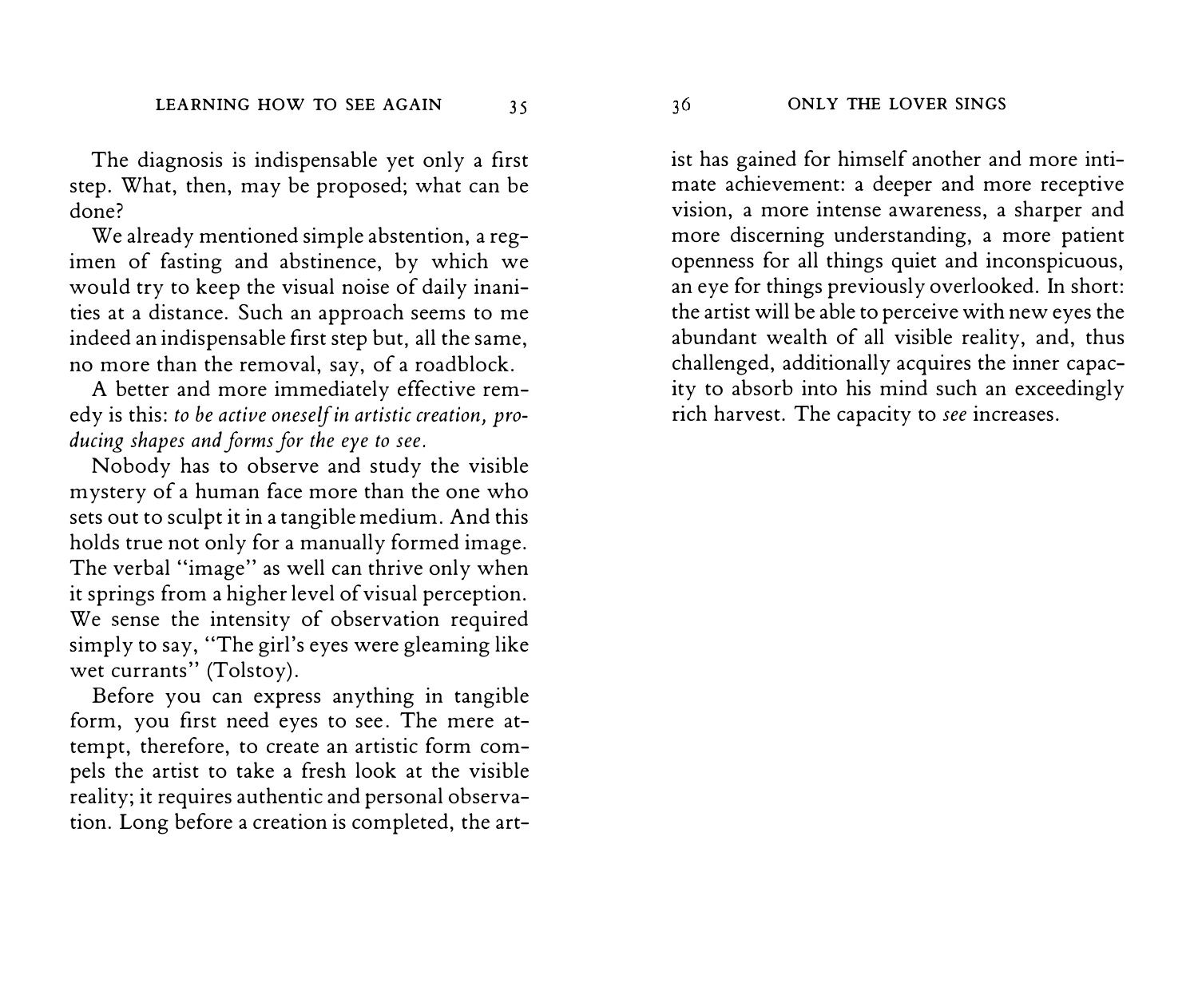The diagnosis is indispensable yet only a first step. What, then, may be proposed; what can be done?

We already mentioned simple abstention, a regimen of fasting and abstinence, by which we would try to keep the visual noise of daily inanities at a distance. Such an approach seems to me indeed an indispensable first step but, all the same, no more than the removal, say, of a roadblock.

A better and more immediately effective remedy is this: *to be active oneself in artistic creation, producing shapes and forms for the eye to see.*

Nobody has to observe and study the visible mystery of a human face more than the one who sets out to sculpt it in a tangible medium. And this holds true not only for a manually formed image. The verbal "image" as well can thrive only when it springs from a higher level of visual perception. We sense the intensity of observation required simply to say, "The girl's eyes were gleaming like wet currants" (Tolstoy).

Before you can express anything in tangible form, you first need eyes to see. The mere attempt, therefore, to create an artistic form compels the artist to take a fresh look at the visible reality; it requires authentic and personal observation. Long before a creation is completed, the artist has gained for himself another and more intimate achievement: a deeper and more receptive vision, a more intense awareness, a sharper and more discerning understanding, a more patient openness for all things quiet and inconspicuous, an eye for things previously overlooked. In short: the artist will be able to perceive with new eyes the abundant wealth of all visible reality, and, thus challenged, additionally acquires the inner capacity to absorb into his mind such an exceedingly rich harvest. The capacity to *see* increases.